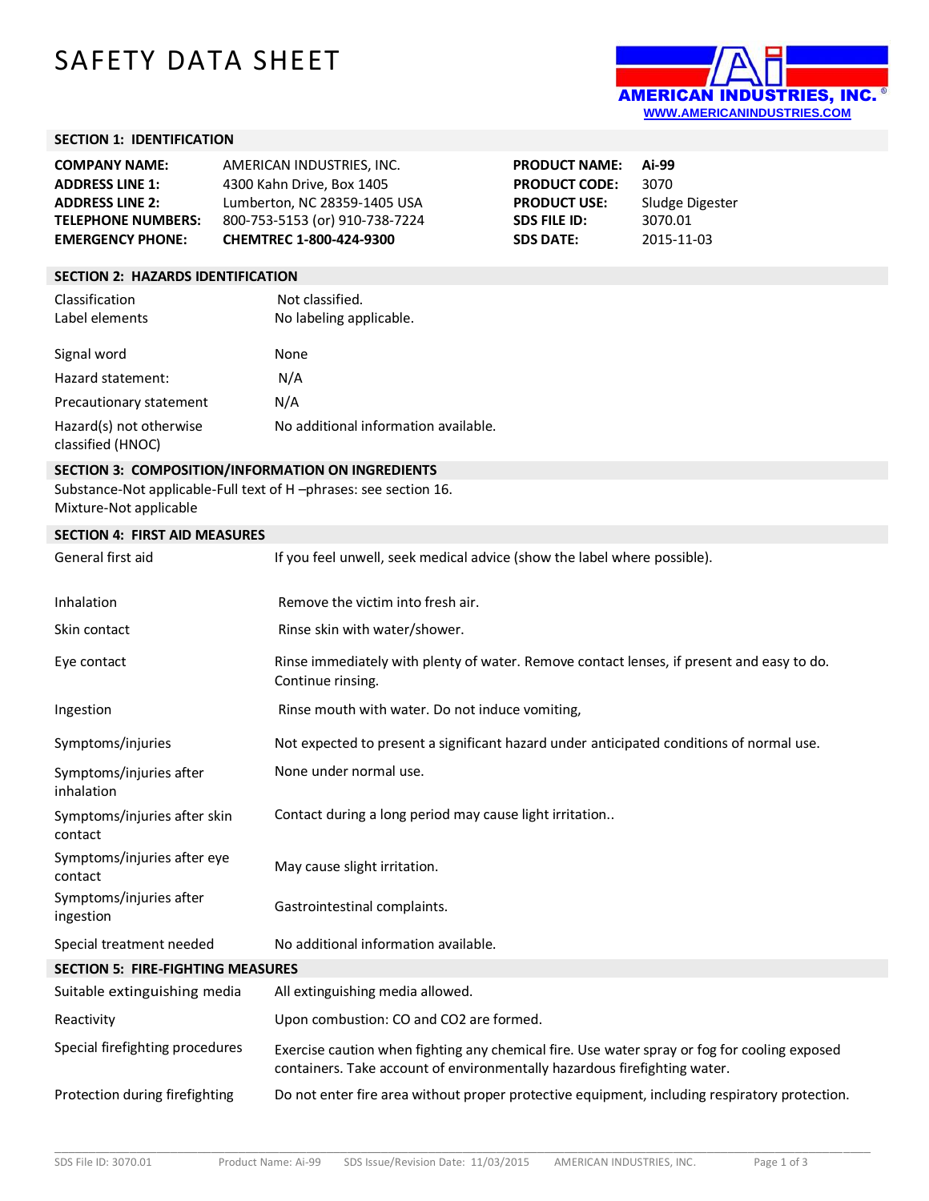# SAFETY DATA SHEET

AMERICAN INDUSTRIES, INC.
WWW.AMERICANINDUSTRIES.COM

## SECTION 1: IDENTIFICATION

| | | | |
|---|---|---|---|
| **COMPANY NAME:** | AMERICAN INDUSTRIES, INC. | **PRODUCT NAME:** | **Ai-99** |
| **ADDRESS LINE 1:** | 4300 Kahn Drive, Box 1405 | **PRODUCT CODE:** | 3070 |
| **ADDRESS LINE 2:** | Lumberton, NC 28359-1405 USA | **PRODUCT USE:** | Sludge Digester |
| **TELEPHONE NUMBERS:** | 800-753-5153 (or) 910-738-7224 | **SDS FILE ID:** | 3070.01 |
| **EMERGENCY PHONE:** | **CHEMTREC 1-800-424-9300** | **SDS DATE:** | 2015-11-03 |

## SECTION 2: HAZARDS IDENTIFICATION

| | |
|---|---|
| Classification | Not classified. |
| Label elements | No labeling applicable. |
| Signal word | None |
| Hazard statement: | N/A |
| Precautionary statement | N/A |
| Hazard(s) not otherwise classified (HNOC) | No additional information available. |

## SECTION 3: COMPOSITION/INFORMATION ON INGREDIENTS

Substance-Not applicable-Full text of H –phrases: see section 16.
Mixture-Not applicable

## SECTION 4: FIRST AID MEASURES

| | |
|---|---|
| General first aid | If you feel unwell, seek medical advice (show the label where possible). |
| Inhalation | Remove the victim into fresh air. |
| Skin contact | Rinse skin with water/shower. |
| Eye contact | Rinse immediately with plenty of water. Remove contact lenses, if present and easy to do. Continue rinsing. |
| Ingestion | Rinse mouth with water. Do not induce vomiting, |
| Symptoms/injuries | Not expected to present a significant hazard under anticipated conditions of normal use. |
| Symptoms/injuries after inhalation | None under normal use. |
| Symptoms/injuries after skin contact | Contact during a long period may cause light irritation.. |
| Symptoms/injuries after eye contact | May cause slight irritation. |
| Symptoms/injuries after ingestion | Gastrointestinal complaints. |
| Special treatment needed | No additional information available. |

## SECTION 5: FIRE-FIGHTING MEASURES

| | |
|---|---|
| Suitable extinguishing media | All extinguishing media allowed. |
| Reactivity | Upon combustion: CO and $CO_2$ are formed. |
| Special firefighting procedures | Exercise caution when fighting any chemical fire. Use water spray or fog for cooling exposed containers. Take account of environmentally hazardous firefighting water. |
| Protection during firefighting | Do not enter fire area without proper protective equipment, including respiratory protection. |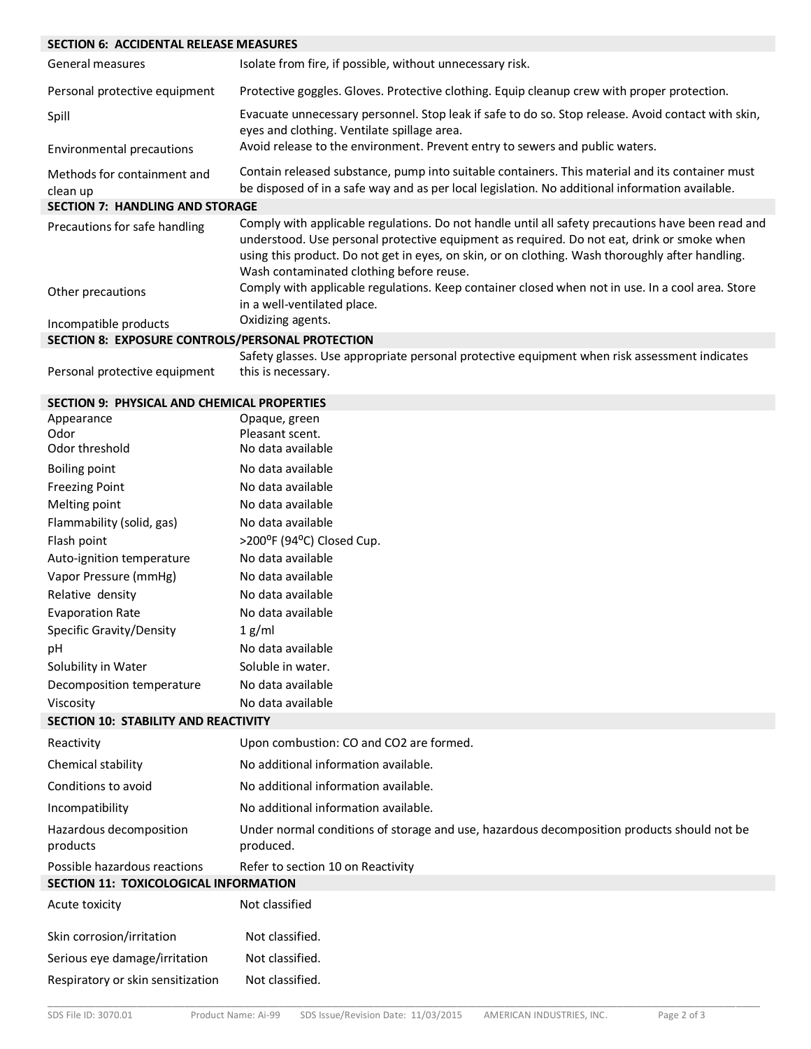## SECTION 6: ACCIDENTAL RELEASE MEASURES

| | |
|---|---|
| General measures | Isolate from fire, if possible, without unnecessary risk. |
| Personal protective equipment | Protective goggles. Gloves. Protective clothing. Equip cleanup crew with proper protection. |
| Spill | Evacuate unnecessary personnel. Stop leak if safe to do so. Stop release. Avoid contact with skin, eyes and clothing. Ventilate spillage area. |
| Environmental precautions | Avoid release to the environment. Prevent entry to sewers and public waters. |
| Methods for containment and clean up | Contain released substance, pump into suitable containers. This material and its container must be disposed of in a safe way and as per local legislation. No additional information available. |

## SECTION 7: HANDLING AND STORAGE

| | |
|---|---|
| Precautions for safe handling | Comply with applicable regulations. Do not handle until all safety precautions have been read and understood. Use personal protective equipment as required. Do not eat, drink or smoke when using this product. Do not get in eyes, on skin, or on clothing. Wash thoroughly after handling. Wash contaminated clothing before reuse. |
| Other precautions | Comply with applicable regulations. Keep container closed when not in use. In a cool area. Store in a well-ventilated place. |
| Incompatible products | Oxidizing agents. |

## SECTION 8: EXPOSURE CONTROLS/PERSONAL PROTECTION

| | |
|---|---|
| Personal protective equipment | Safety glasses. Use appropriate personal protective equipment when risk assessment indicates this is necessary. |

## SECTION 9: PHYSICAL AND CHEMICAL PROPERTIES

| | |
|---|---|
| Appearance | Opaque, green |
| Odor | Pleasant scent. |
| Odor threshold | No data available |
| Boiling point | No data available |
| Freezing Point | No data available |
| Melting point | No data available |
| Flammability (solid, gas) | No data available |
| Flash point | >200°F (94°C) Closed Cup. |
| Auto-ignition temperature | No data available |
| Vapor Pressure (mmHg) | No data available |
| Relative density | No data available |
| Evaporation Rate | No data available |
| Specific Gravity/Density | 1 g/ml |
| pH | No data available |
| Solubility in Water | Soluble in water. |
| Decomposition temperature | No data available |
| Viscosity | No data available |

## SECTION 10: STABILITY AND REACTIVITY

| | |
|---|---|
| Reactivity | Upon combustion: CO and $CO_2$ are formed. |
| Chemical stability | No additional information available. |
| Conditions to avoid | No additional information available. |
| Incompatibility | No additional information available. |
| Hazardous decomposition products | Under normal conditions of storage and use, hazardous decomposition products should not be produced. |
| Possible hazardous reactions | Refer to section 10 on Reactivity |

## SECTION 11: TOXICOLOGICAL INFORMATION

| | |
|---|---|
| Acute toxicity | Not classified |
| Skin corrosion/irritation | Not classified. |
| Serious eye damage/irritation | Not classified. |
| Respiratory or skin sensitization | Not classified. |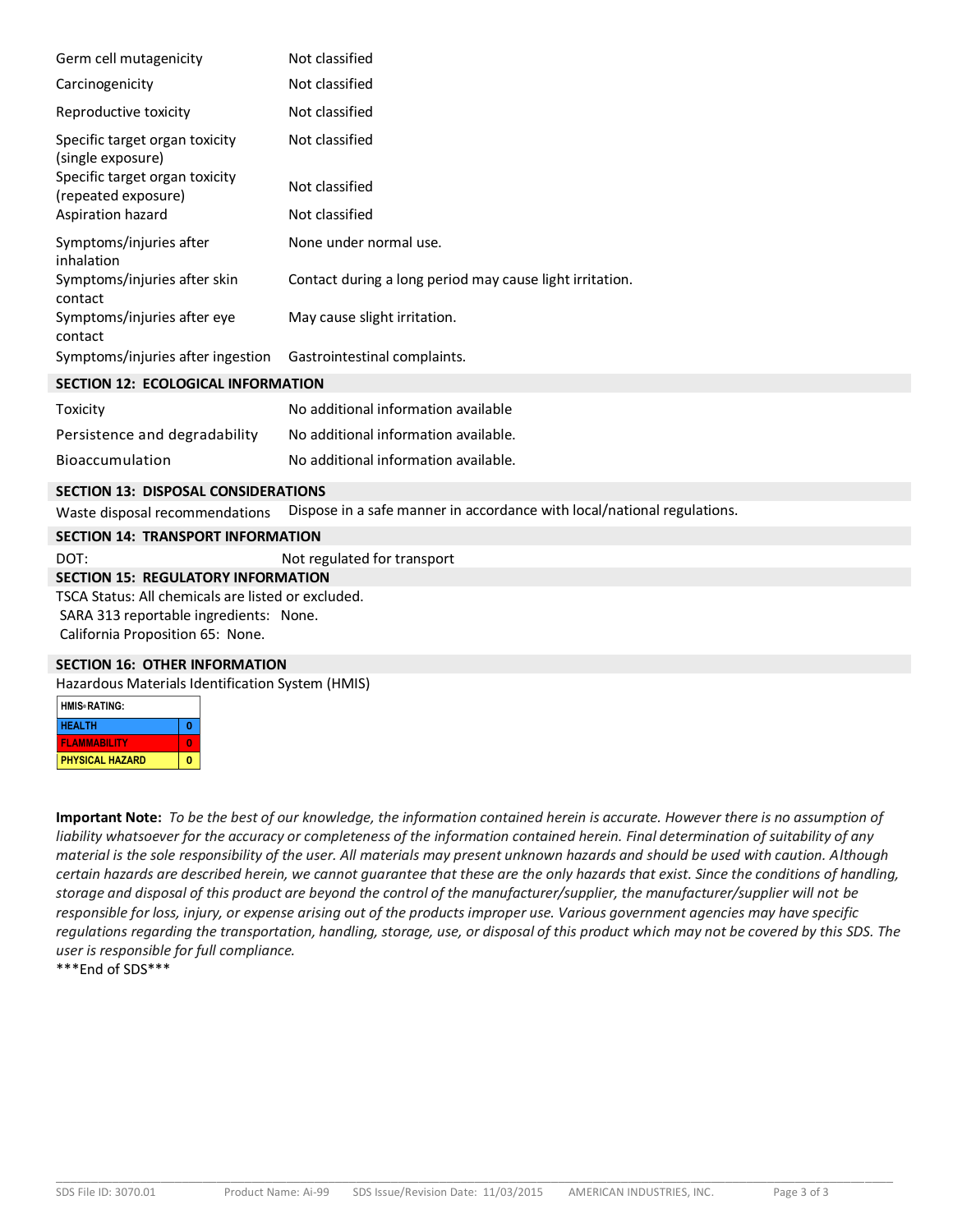| | |
|---|---|
| Germ cell mutagenicity | Not classified |
| Carcinogenicity | Not classified |
| Reproductive toxicity | Not classified |
| Specific target organ toxicity (single exposure) | Not classified |
| Specific target organ toxicity (repeated exposure) | Not classified |
| Aspiration hazard | Not classified |
| Symptoms/injuries after inhalation | None under normal use. |
| Symptoms/injuries after skin contact | Contact during a long period may cause light irritation. |
| Symptoms/injuries after eye contact | May cause slight irritation. |
| Symptoms/injuries after ingestion | Gastrointestinal complaints. |

## SECTION 12: ECOLOGICAL INFORMATION

| | |
|---|---|
| Toxicity | No additional information available |
| Persistence and degradability | No additional information available. |
| Bioaccumulation | No additional information available. |

## SECTION 13: DISPOSAL CONSIDERATIONS

| | |
|---|---|
| Waste disposal recommendations | Dispose in a safe manner in accordance with local/national regulations. |

## SECTION 14: TRANSPORT INFORMATION

| | |
|---|---|
| DOT: | Not regulated for transport |

## SECTION 15: REGULATORY INFORMATION

TSCA Status: All chemicals are listed or excluded.
SARA 313 reportable ingredients: None.
California Proposition 65: None.

## SECTION 16: OTHER INFORMATION

Hazardous Materials Identification System (HMIS)

| HMIS® RATING: | |
|---|---|
| HEALTH | 0 |
| FLAMMABILITY | 0 |
| PHYSICAL HAZARD | 0 |

**Important Note:** *To be the best of our knowledge, the information contained herein is accurate. However there is no assumption of liability whatsoever for the accuracy or completeness of the information contained herein. Final determination of suitability of any material is the sole responsibility of the user. All materials may present unknown hazards and should be used with caution. Although certain hazards are described herein, we cannot guarantee that these are the only hazards that exist. Since the conditions of handling, storage and disposal of this product are beyond the control of the manufacturer/supplier, the manufacturer/supplier will not be responsible for loss, injury, or expense arising out of the products improper use. Various government agencies may have specific regulations regarding the transportation, handling, storage, use, or disposal of this product which may not be covered by this SDS. The user is responsible for full compliance.*

***End of SDS***